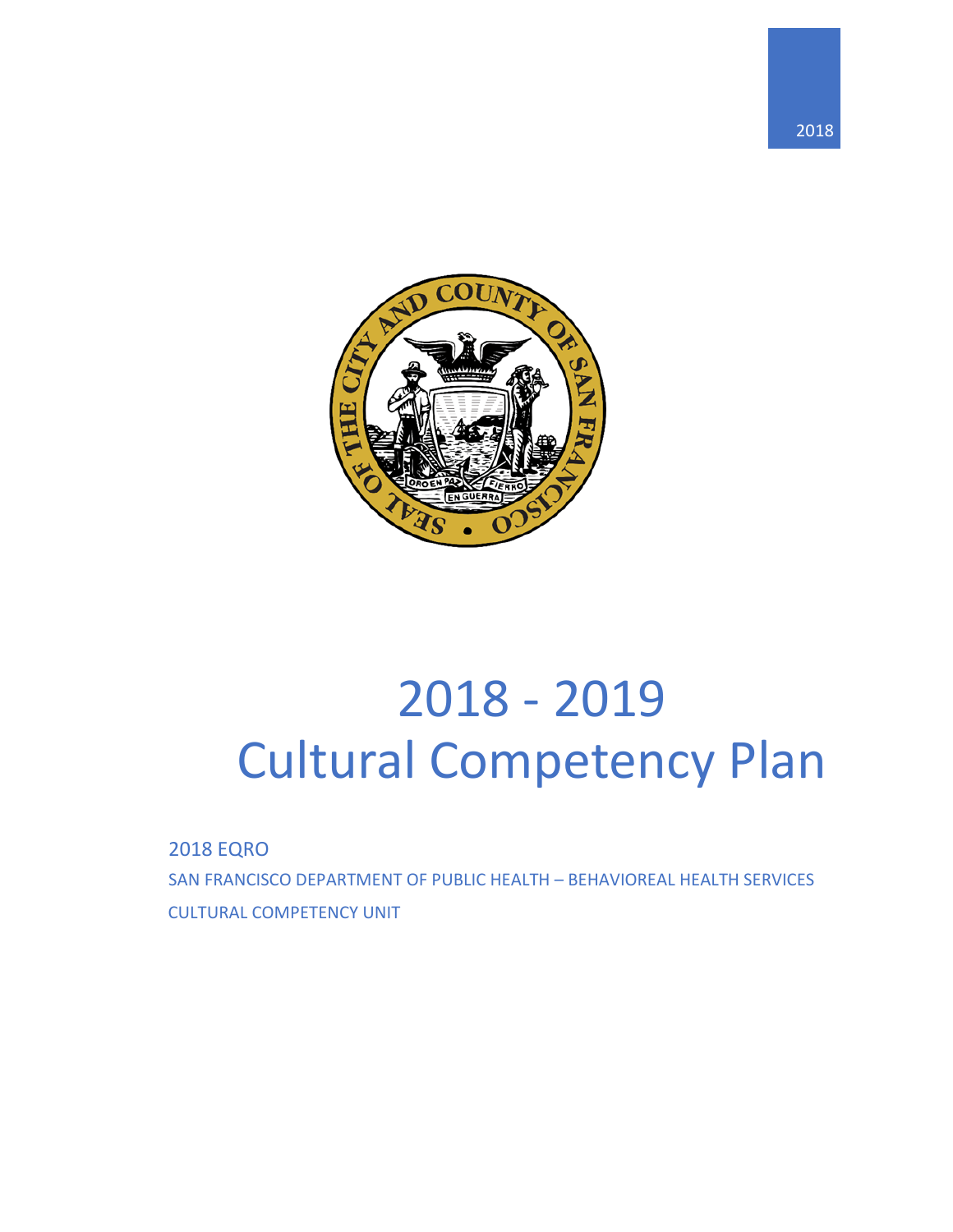2018

# 2018 - 2019 Cultural Competency Plan

2018 EQRO

SAN FRANCISCO DEPARTMENT OF PUBLIC HEALTH – BEHAVIOREAL HEALTH SERVICES

CULTURAL COMPETENCY UNIT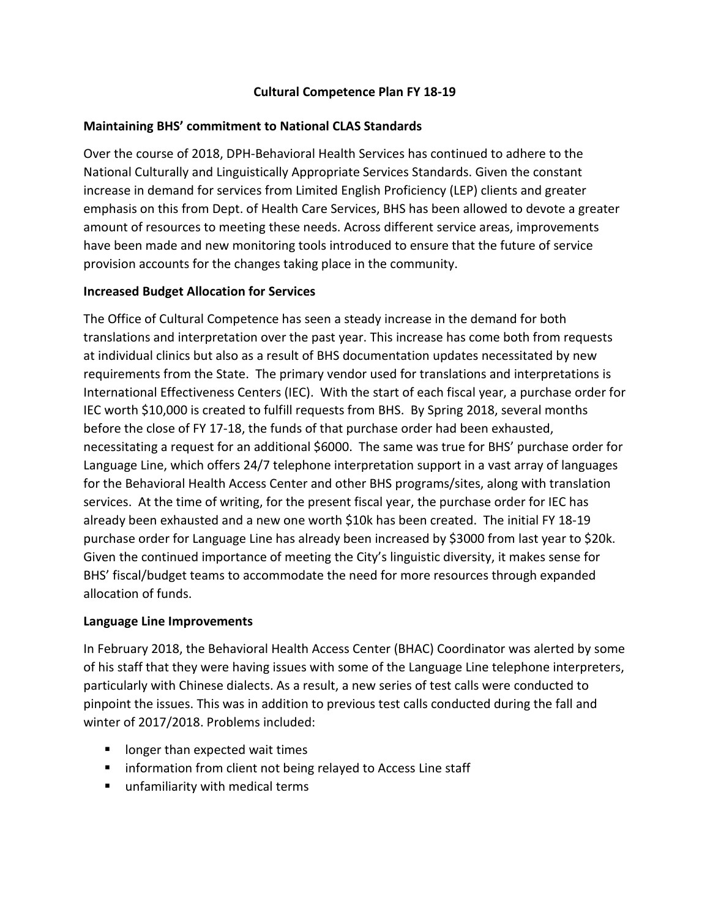# Cultural Competence Plan FY 18-19

## Maintaining BHS' commitment to National CLAS Standards

Over the course of 2018, DPH-Behavioral Health Services has continued to adhere to the National Culturally and Linguistically Appropriate Services Standards. Given the constant increase in demand for services from Limited English Proficiency (LEP) clients and greater emphasis on this from Dept. of Health Care Services, BHS has been allowed to devote a greater amount of resources to meeting these needs. Across different service areas, improvements have been made and new monitoring tools introduced to ensure that the future of service provision accounts for the changes taking place in the community.

## Increased Budget Allocation for Services

The Office of Cultural Competence has seen a steady increase in the demand for both translations and interpretation over the past year. This increase has come both from requests at individual clinics but also as a result of BHS documentation updates necessitated by new requirements from the State. The primary vendor used for translations and interpretations is International Effectiveness Centers (IEC). With the start of each fiscal year, a purchase order for IEC worth $10,000 is created to fulfill requests from BHS. By Spring 2018, several months before the close of FY 17-18, the funds of that purchase order had been exhausted, necessitating a request for an additional $6000. The same was true for BHS' purchase order for Language Line, which offers 24/7 telephone interpretation support in a vast array of languages for the Behavioral Health Access Center and other BHS programs/sites, along with translation services. At the time of writing, for the present fiscal year, the purchase order for IEC has already been exhausted and a new one worth $10k has been created. The initial FY 18-19 purchase order for Language Line has already been increased by $3000 from last year to $20k. Given the continued importance of meeting the City's linguistic diversity, it makes sense for BHS' fiscal/budget teams to accommodate the need for more resources through expanded allocation of funds.

## Language Line Improvements

In February 2018, the Behavioral Health Access Center (BHAC) Coordinator was alerted by some of his staff that they were having issues with some of the Language Line telephone interpreters, particularly with Chinese dialects. As a result, a new series of test calls were conducted to pinpoint the issues. This was in addition to previous test calls conducted during the fall and winter of 2017/2018. Problems included:

- longer than expected wait times
- information from client not being relayed to Access Line staff
- unfamiliarity with medical terms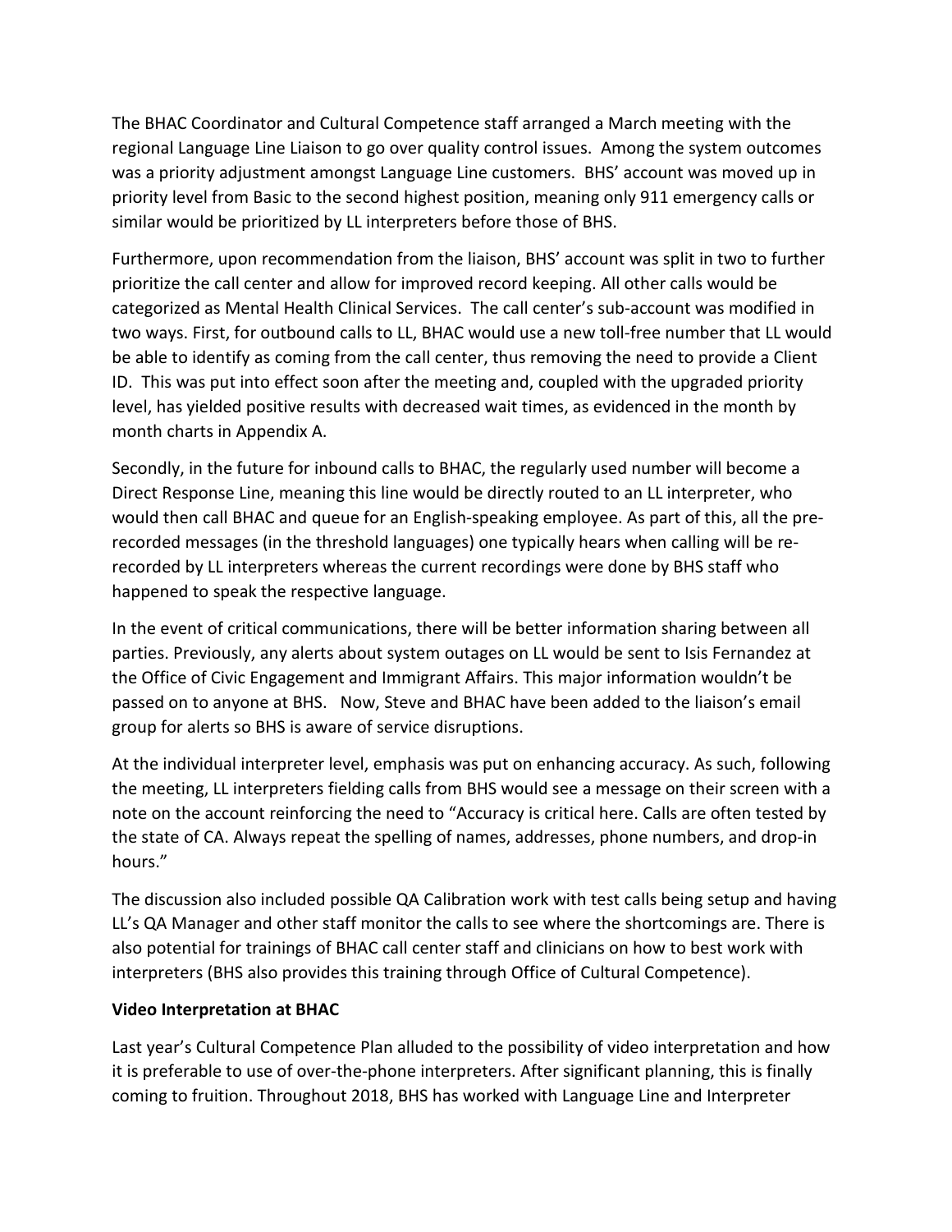The BHAC Coordinator and Cultural Competence staff arranged a March meeting with the regional Language Line Liaison to go over quality control issues. Among the system outcomes was a priority adjustment amongst Language Line customers. BHS' account was moved up in priority level from Basic to the second highest position, meaning only 911 emergency calls or similar would be prioritized by LL interpreters before those of BHS.

Furthermore, upon recommendation from the liaison, BHS' account was split in two to further prioritize the call center and allow for improved record keeping. All other calls would be categorized as Mental Health Clinical Services. The call center's sub-account was modified in two ways. First, for outbound calls to LL, BHAC would use a new toll-free number that LL would be able to identify as coming from the call center, thus removing the need to provide a Client ID. This was put into effect soon after the meeting and, coupled with the upgraded priority level, has yielded positive results with decreased wait times, as evidenced in the month by month charts in Appendix A.

Secondly, in the future for inbound calls to BHAC, the regularly used number will become a Direct Response Line, meaning this line would be directly routed to an LL interpreter, who would then call BHAC and queue for an English-speaking employee. As part of this, all the pre-recorded messages (in the threshold languages) one typically hears when calling will be re-recorded by LL interpreters whereas the current recordings were done by BHS staff who happened to speak the respective language.

In the event of critical communications, there will be better information sharing between all parties. Previously, any alerts about system outages on LL would be sent to Isis Fernandez at the Office of Civic Engagement and Immigrant Affairs. This major information wouldn't be passed on to anyone at BHS. Now, Steve and BHAC have been added to the liaison's email group for alerts so BHS is aware of service disruptions.

At the individual interpreter level, emphasis was put on enhancing accuracy. As such, following the meeting, LL interpreters fielding calls from BHS would see a message on their screen with a note on the account reinforcing the need to "Accuracy is critical here. Calls are often tested by the state of CA. Always repeat the spelling of names, addresses, phone numbers, and drop-in hours."

The discussion also included possible QA Calibration work with test calls being setup and having LL's QA Manager and other staff monitor the calls to see where the shortcomings are. There is also potential for trainings of BHAC call center staff and clinicians on how to best work with interpreters (BHS also provides this training through Office of Cultural Competence).

**Video Interpretation at BHAC**

Last year's Cultural Competence Plan alluded to the possibility of video interpretation and how it is preferable to use of over-the-phone interpreters. After significant planning, this is finally coming to fruition. Throughout 2018, BHS has worked with Language Line and Interpreter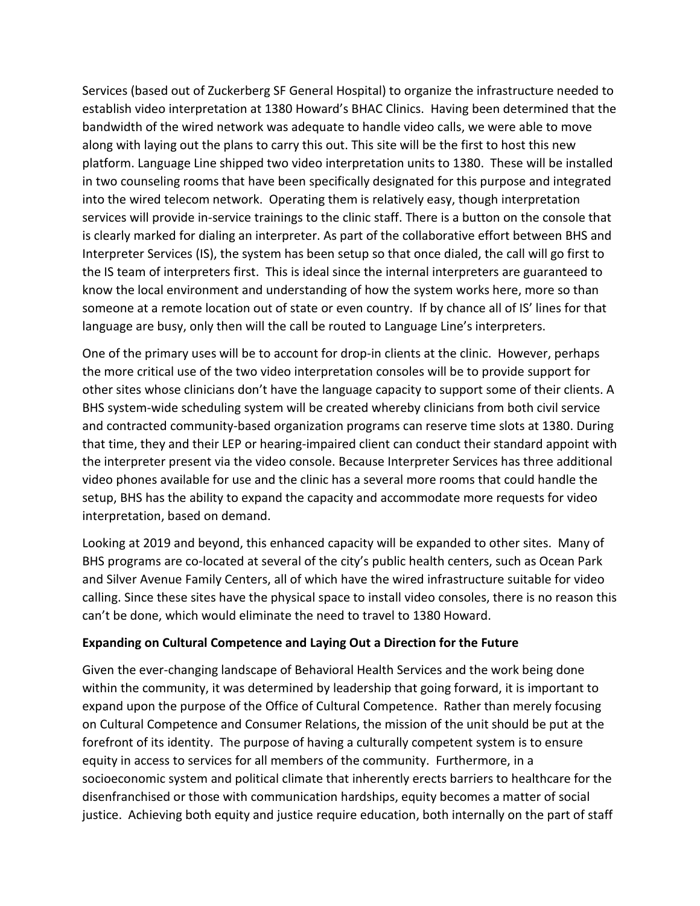Services (based out of Zuckerberg SF General Hospital) to organize the infrastructure needed to establish video interpretation at 1380 Howard's BHAC Clinics. Having been determined that the bandwidth of the wired network was adequate to handle video calls, we were able to move along with laying out the plans to carry this out. This site will be the first to host this new platform. Language Line shipped two video interpretation units to 1380. These will be installed in two counseling rooms that have been specifically designated for this purpose and integrated into the wired telecom network. Operating them is relatively easy, though interpretation services will provide in-service trainings to the clinic staff. There is a button on the console that is clearly marked for dialing an interpreter. As part of the collaborative effort between BHS and Interpreter Services (IS), the system has been setup so that once dialed, the call will go first to the IS team of interpreters first. This is ideal since the internal interpreters are guaranteed to know the local environment and understanding of how the system works here, more so than someone at a remote location out of state or even country. If by chance all of IS' lines for that language are busy, only then will the call be routed to Language Line's interpreters.

One of the primary uses will be to account for drop-in clients at the clinic. However, perhaps the more critical use of the two video interpretation consoles will be to provide support for other sites whose clinicians don't have the language capacity to support some of their clients. A BHS system-wide scheduling system will be created whereby clinicians from both civil service and contracted community-based organization programs can reserve time slots at 1380. During that time, they and their LEP or hearing-impaired client can conduct their standard appoint with the interpreter present via the video console. Because Interpreter Services has three additional video phones available for use and the clinic has a several more rooms that could handle the setup, BHS has the ability to expand the capacity and accommodate more requests for video interpretation, based on demand.

Looking at 2019 and beyond, this enhanced capacity will be expanded to other sites. Many of BHS programs are co-located at several of the city's public health centers, such as Ocean Park and Silver Avenue Family Centers, all of which have the wired infrastructure suitable for video calling. Since these sites have the physical space to install video consoles, there is no reason this can't be done, which would eliminate the need to travel to 1380 Howard.

**Expanding on Cultural Competence and Laying Out a Direction for the Future**

Given the ever-changing landscape of Behavioral Health Services and the work being done within the community, it was determined by leadership that going forward, it is important to expand upon the purpose of the Office of Cultural Competence. Rather than merely focusing on Cultural Competence and Consumer Relations, the mission of the unit should be put at the forefront of its identity. The purpose of having a culturally competent system is to ensure equity in access to services for all members of the community. Furthermore, in a socioeconomic system and political climate that inherently erects barriers to healthcare for the disenfranchised or those with communication hardships, equity becomes a matter of social justice. Achieving both equity and justice require education, both internally on the part of staff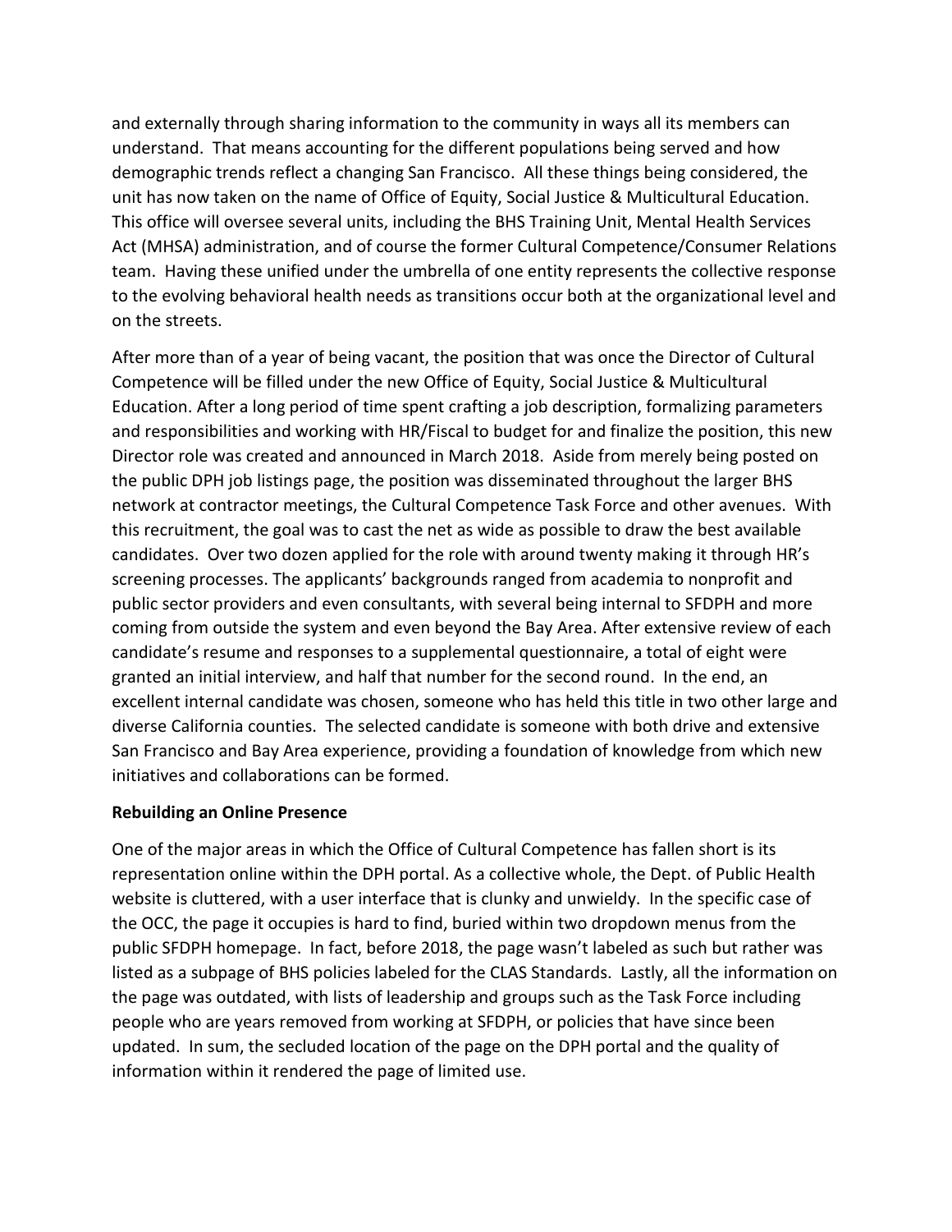and externally through sharing information to the community in ways all its members can understand. That means accounting for the different populations being served and how demographic trends reflect a changing San Francisco. All these things being considered, the unit has now taken on the name of Office of Equity, Social Justice & Multicultural Education. This office will oversee several units, including the BHS Training Unit, Mental Health Services Act (MHSA) administration, and of course the former Cultural Competence/Consumer Relations team. Having these unified under the umbrella of one entity represents the collective response to the evolving behavioral health needs as transitions occur both at the organizational level and on the streets.

After more than of a year of being vacant, the position that was once the Director of Cultural Competence will be filled under the new Office of Equity, Social Justice & Multicultural Education. After a long period of time spent crafting a job description, formalizing parameters and responsibilities and working with HR/Fiscal to budget for and finalize the position, this new Director role was created and announced in March 2018. Aside from merely being posted on the public DPH job listings page, the position was disseminated throughout the larger BHS network at contractor meetings, the Cultural Competence Task Force and other avenues. With this recruitment, the goal was to cast the net as wide as possible to draw the best available candidates. Over two dozen applied for the role with around twenty making it through HR's screening processes. The applicants' backgrounds ranged from academia to nonprofit and public sector providers and even consultants, with several being internal to SFDPH and more coming from outside the system and even beyond the Bay Area. After extensive review of each candidate's resume and responses to a supplemental questionnaire, a total of eight were granted an initial interview, and half that number for the second round. In the end, an excellent internal candidate was chosen, someone who has held this title in two other large and diverse California counties. The selected candidate is someone with both drive and extensive San Francisco and Bay Area experience, providing a foundation of knowledge from which new initiatives and collaborations can be formed.

**Rebuilding an Online Presence**

One of the major areas in which the Office of Cultural Competence has fallen short is its representation online within the DPH portal. As a collective whole, the Dept. of Public Health website is cluttered, with a user interface that is clunky and unwieldy. In the specific case of the OCC, the page it occupies is hard to find, buried within two dropdown menus from the public SFDPH homepage. In fact, before 2018, the page wasn't labeled as such but rather was listed as a subpage of BHS policies labeled for the CLAS Standards. Lastly, all the information on the page was outdated, with lists of leadership and groups such as the Task Force including people who are years removed from working at SFDPH, or policies that have since been updated. In sum, the secluded location of the page on the DPH portal and the quality of information within it rendered the page of limited use.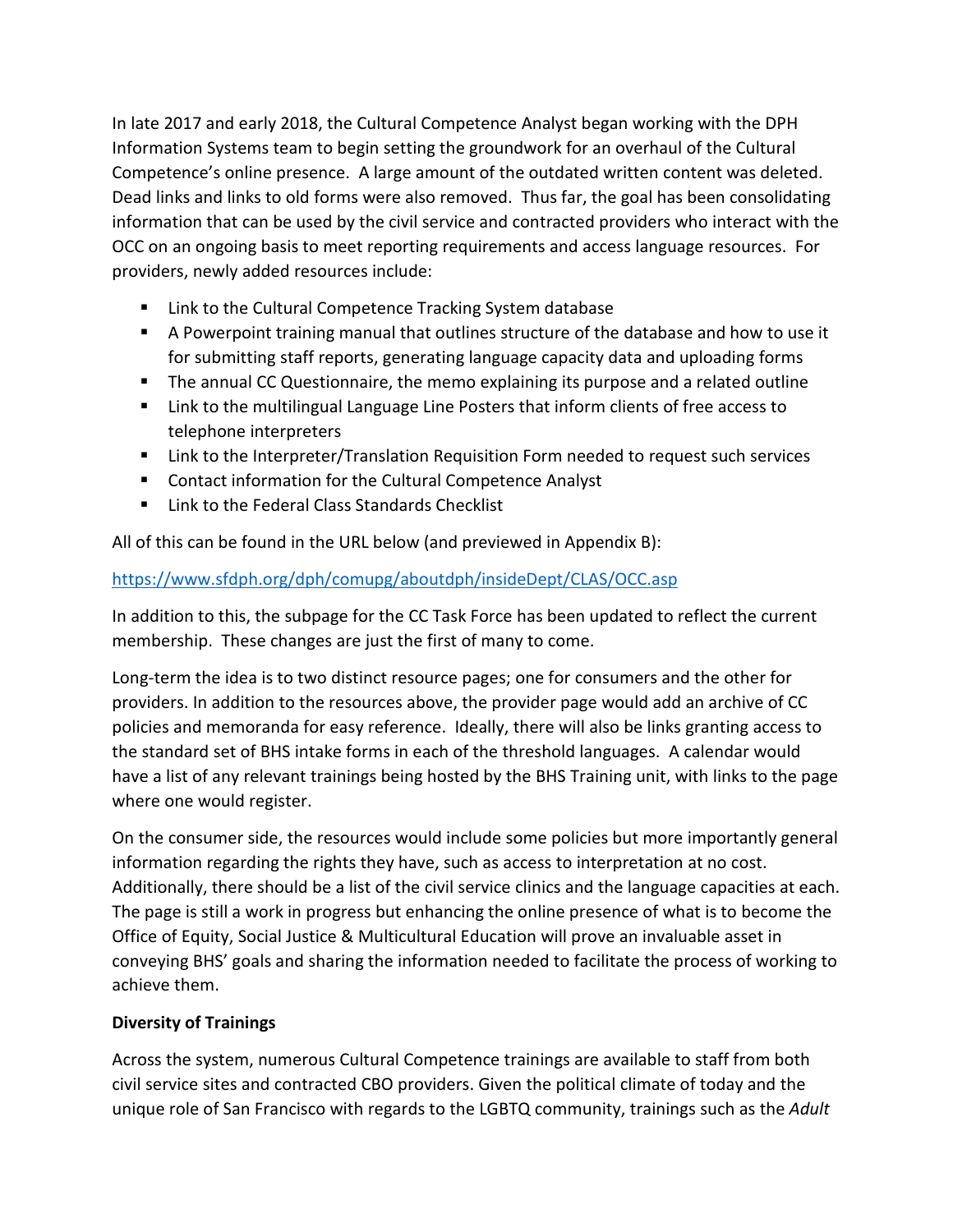In late 2017 and early 2018, the Cultural Competence Analyst began working with the DPH Information Systems team to begin setting the groundwork for an overhaul of the Cultural Competence's online presence. A large amount of the outdated written content was deleted. Dead links and links to old forms were also removed. Thus far, the goal has been consolidating information that can be used by the civil service and contracted providers who interact with the OCC on an ongoing basis to meet reporting requirements and access language resources. For providers, newly added resources include:

- Link to the Cultural Competence Tracking System database
- A Powerpoint training manual that outlines structure of the database and how to use it for submitting staff reports, generating language capacity data and uploading forms
- The annual CC Questionnaire, the memo explaining its purpose and a related outline
- Link to the multilingual Language Line Posters that inform clients of free access to telephone interpreters
- Link to the Interpreter/Translation Requisition Form needed to request such services
- Contact information for the Cultural Competence Analyst
- Link to the Federal Class Standards Checklist

All of this can be found in the URL below (and previewed in Appendix B):

https://www.sfdph.org/dph/comupg/aboutdph/insideDept/CLAS/OCC.asp

In addition to this, the subpage for the CC Task Force has been updated to reflect the current membership. These changes are just the first of many to come.

Long-term the idea is to two distinct resource pages; one for consumers and the other for providers. In addition to the resources above, the provider page would add an archive of CC policies and memoranda for easy reference. Ideally, there will also be links granting access to the standard set of BHS intake forms in each of the threshold languages. A calendar would have a list of any relevant trainings being hosted by the BHS Training unit, with links to the page where one would register.

On the consumer side, the resources would include some policies but more importantly general information regarding the rights they have, such as access to interpretation at no cost. Additionally, there should be a list of the civil service clinics and the language capacities at each. The page is still a work in progress but enhancing the online presence of what is to become the Office of Equity, Social Justice & Multicultural Education will prove an invaluable asset in conveying BHS' goals and sharing the information needed to facilitate the process of working to achieve them.

**Diversity of Trainings**

Across the system, numerous Cultural Competence trainings are available to staff from both civil service sites and contracted CBO providers. Given the political climate of today and the unique role of San Francisco with regards to the LGBTQ community, trainings such as the *Adult*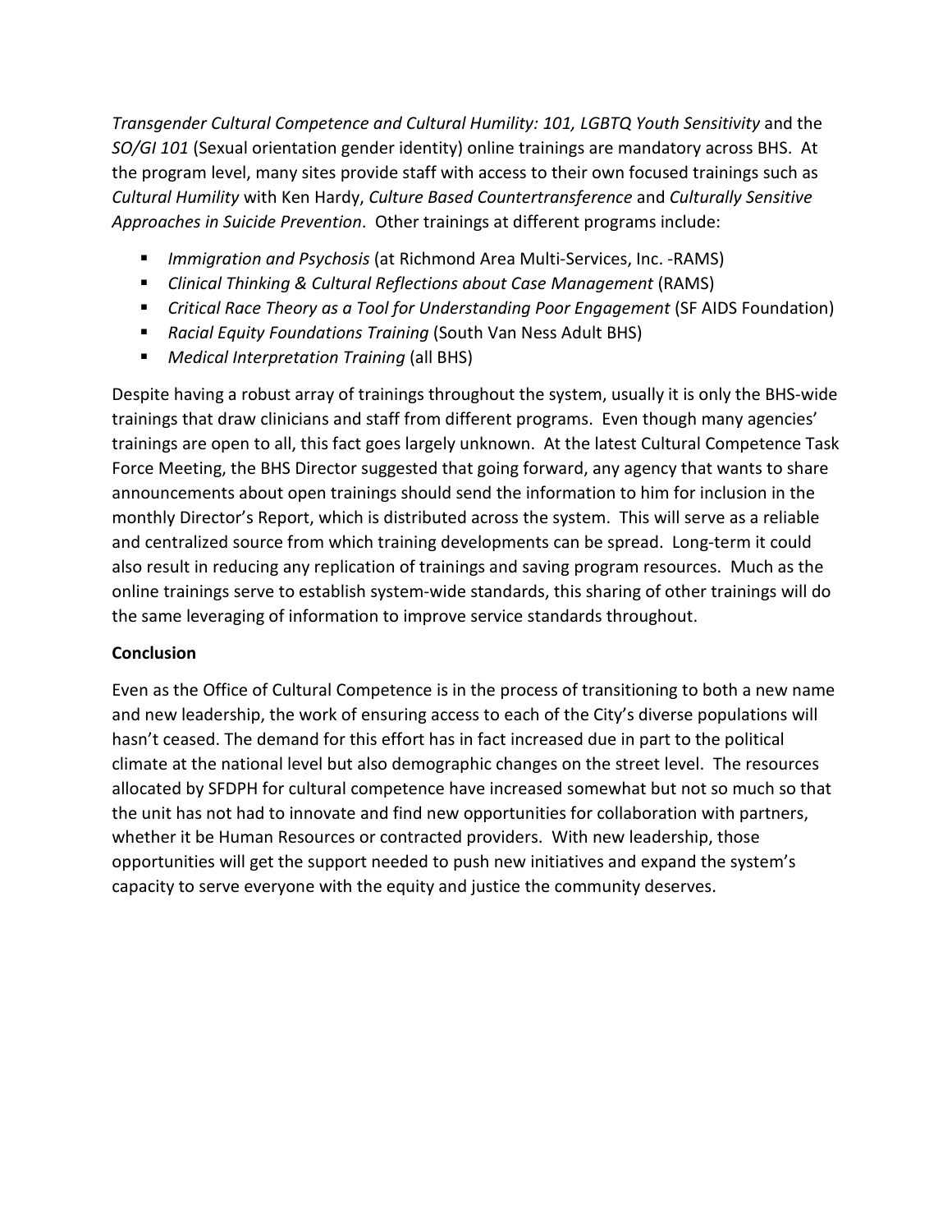*Transgender Cultural Competence and Cultural Humility: 101, LGBTQ Youth Sensitivity* and the *SO/GI 101* (Sexual orientation gender identity) online trainings are mandatory across BHS. At the program level, many sites provide staff with access to their own focused trainings such as *Cultural Humility* with Ken Hardy, *Culture Based Countertransference* and *Culturally Sensitive Approaches in Suicide Prevention*. Other trainings at different programs include:

- *Immigration and Psychosis* (at Richmond Area Multi-Services, Inc. -RAMS)
- *Clinical Thinking & Cultural Reflections about Case Management* (RAMS)
- *Critical Race Theory as a Tool for Understanding Poor Engagement* (SF AIDS Foundation)
- *Racial Equity Foundations Training* (South Van Ness Adult BHS)
- *Medical Interpretation Training* (all BHS)

Despite having a robust array of trainings throughout the system, usually it is only the BHS-wide trainings that draw clinicians and staff from different programs. Even though many agencies' trainings are open to all, this fact goes largely unknown. At the latest Cultural Competence Task Force Meeting, the BHS Director suggested that going forward, any agency that wants to share announcements about open trainings should send the information to him for inclusion in the monthly Director's Report, which is distributed across the system. This will serve as a reliable and centralized source from which training developments can be spread. Long-term it could also result in reducing any replication of trainings and saving program resources. Much as the online trainings serve to establish system-wide standards, this sharing of other trainings will do the same leveraging of information to improve service standards throughout.

**Conclusion**

Even as the Office of Cultural Competence is in the process of transitioning to both a new name and new leadership, the work of ensuring access to each of the City's diverse populations will hasn't ceased. The demand for this effort has in fact increased due in part to the political climate at the national level but also demographic changes on the street level. The resources allocated by SFDPH for cultural competence have increased somewhat but not so much so that the unit has not had to innovate and find new opportunities for collaboration with partners, whether it be Human Resources or contracted providers. With new leadership, those opportunities will get the support needed to push new initiatives and expand the system's capacity to serve everyone with the equity and justice the community deserves.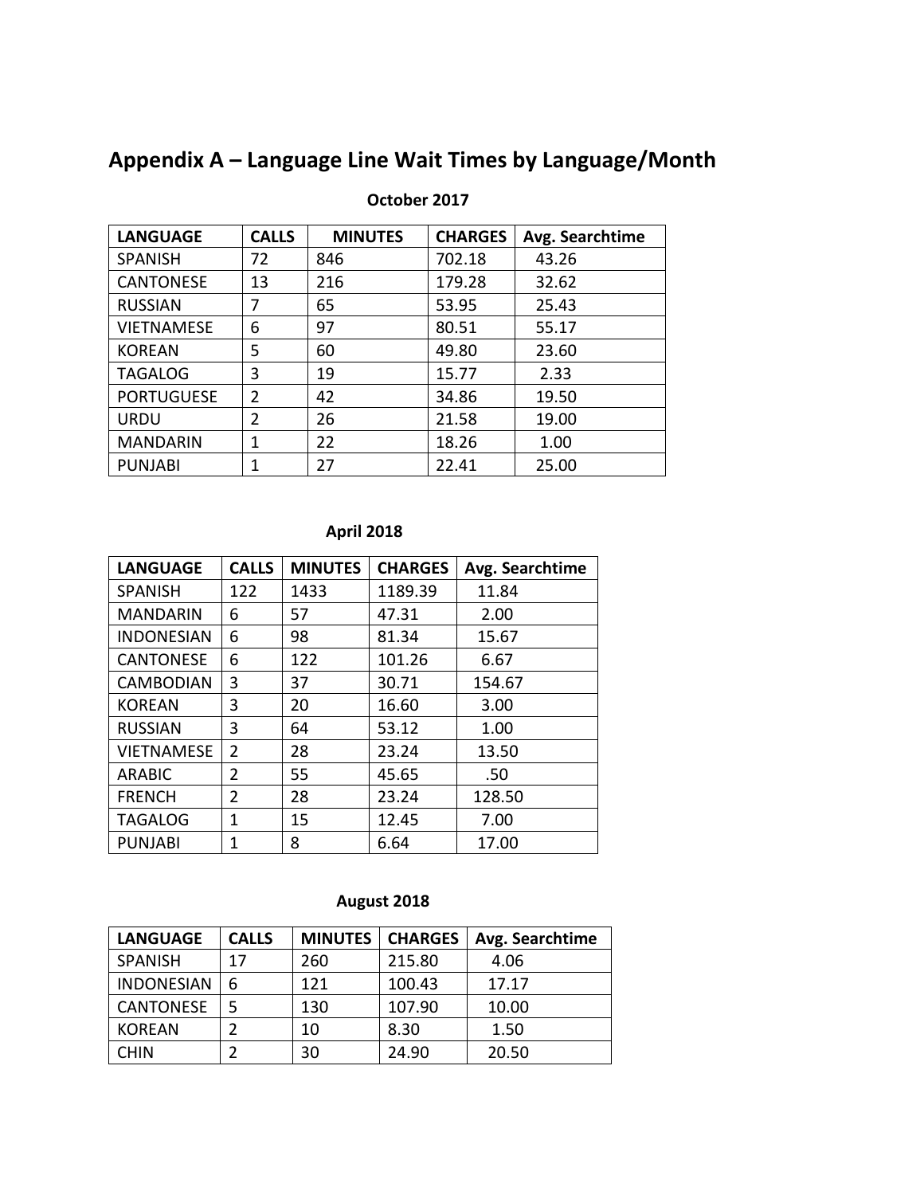# Appendix A – Language Line Wait Times by Language/Month

**October 2017**

| LANGUAGE | CALLS | MINUTES | CHARGES | Avg. Searchtime |
|---|---|---|---|---|
| SPANISH | 72 | 846 | 702.18 | 43.26 |
| CANTONESE | 13 | 216 | 179.28 | 32.62 |
| RUSSIAN | 7 | 65 | 53.95 | 25.43 |
| VIETNAMESE | 6 | 97 | 80.51 | 55.17 |
| KOREAN | 5 | 60 | 49.80 | 23.60 |
| TAGALOG | 3 | 19 | 15.77 | 2.33 |
| PORTUGUESE | 2 | 42 | 34.86 | 19.50 |
| URDU | 2 | 26 | 21.58 | 19.00 |
| MANDARIN | 1 | 22 | 18.26 | 1.00 |
| PUNJABI | 1 | 27 | 22.41 | 25.00 |

**April 2018**

| LANGUAGE | CALLS | MINUTES | CHARGES | Avg. Searchtime |
|---|---|---|---|---|
| SPANISH | 122 | 1433 | 1189.39 | 11.84 |
| MANDARIN | 6 | 57 | 47.31 | 2.00 |
| INDONESIAN | 6 | 98 | 81.34 | 15.67 |
| CANTONESE | 6 | 122 | 101.26 | 6.67 |
| CAMBODIAN | 3 | 37 | 30.71 | 154.67 |
| KOREAN | 3 | 20 | 16.60 | 3.00 |
| RUSSIAN | 3 | 64 | 53.12 | 1.00 |
| VIETNAMESE | 2 | 28 | 23.24 | 13.50 |
| ARABIC | 2 | 55 | 45.65 | .50 |
| FRENCH | 2 | 28 | 23.24 | 128.50 |
| TAGALOG | 1 | 15 | 12.45 | 7.00 |
| PUNJABI | 1 | 8 | 6.64 | 17.00 |

**August 2018**

| LANGUAGE | CALLS | MINUTES | CHARGES | Avg. Searchtime |
|---|---|---|---|---|
| SPANISH | 17 | 260 | 215.80 | 4.06 |
| INDONESIAN | 6 | 121 | 100.43 | 17.17 |
| CANTONESE | 5 | 130 | 107.90 | 10.00 |
| KOREAN | 2 | 10 | 8.30 | 1.50 |
| CHIN | 2 | 30 | 24.90 | 20.50 |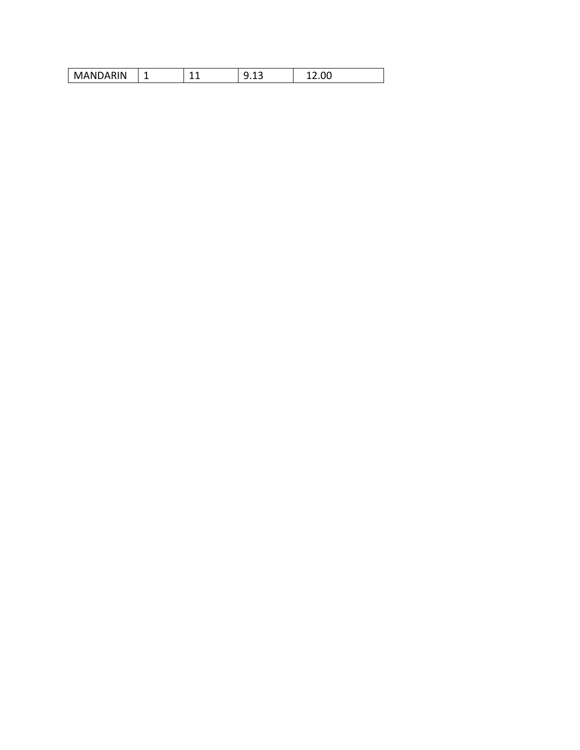| MANDARIN | 1 | 11 | 9.13 | 12.00 |
|---|---|---|---|---|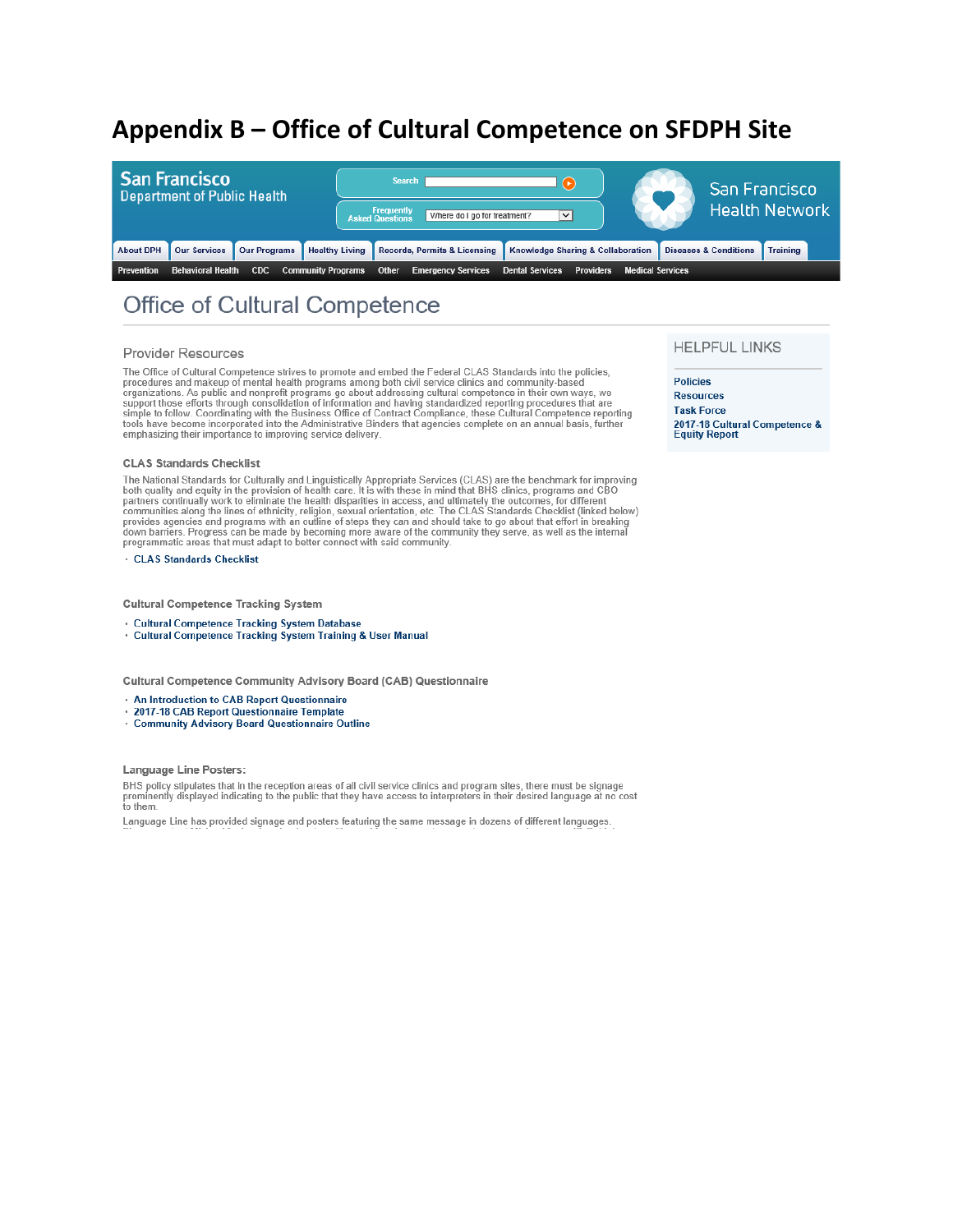# Appendix B – Office of Cultural Competence on SFDPH Site

San Francisco Department of Public Health

Search

Frequently Asked Questions | Where do I go for treatment?

San Francisco Health Network

About DPH | Our Services | Our Programs | Healthy Living | Records, Permits & Licensing | Knowledge Sharing & Collaboration | Diseases & Conditions | Training

Prevention | Behavioral Health | CDC | Community Programs | Other | Emergency Services | Dental Services | Providers | Medical Services

## Office of Cultural Competence

### Provider Resources

The Office of Cultural Competence strives to promote and embed the Federal CLAS Standards into the policies, procedures and makeup of mental health programs among both civil service clinics and community-based organizations. As public and nonprofit programs go about addressing cultural competence in their own ways, we support those efforts through consolidation of information and having standardized reporting procedures that are simple to follow. Coordinating with the Business Office of Contract Compliance, these Cultural Competence reporting tools have become incorporated into the Administrative Binders that agencies complete on an annual basis, further emphasizing their importance to improving service delivery.

#### CLAS Standards Checklist

The National Standards for Culturally and Linguistically Appropriate Services (CLAS) are the benchmark for improving both quality and equity in the provision of health care. It is with these in mind that BHS clinics, programs and CBO partners continually work to eliminate the health disparities in access, and ultimately the outcomes, for different communities along the lines of ethnicity, religion, sexual orientation, etc. The CLAS Standards Checklist (linked below) provides agencies and programs with an outline of steps they can and should take to go about that effort in breaking down barriers. Progress can be made by becoming more aware of the community they serve, as well as the internal programmatic areas that must adapt to better connect with said community.

- CLAS Standards Checklist

#### Cultural Competence Tracking System

- Cultural Competence Tracking System Database
- Cultural Competence Tracking System Training & User Manual

#### Cultural Competence Community Advisory Board (CAB) Questionnaire

- An Introduction to CAB Report Questionnaire
- 2017-18 CAB Report Questionnaire Template
- Community Advisory Board Questionnaire Outline

#### Language Line Posters:

BHS policy stipulates that in the reception areas of all civil service clinics and program sites, there must be signage prominently displayed indicating to the public that they have access to interpreters in their desired language at no cost to them.

Language Line has provided signage and posters featuring the same message in dozens of different languages.

HELPFUL LINKS

- Policies
- Resources
- Task Force
- 2017-18 Cultural Competence & Equity Report